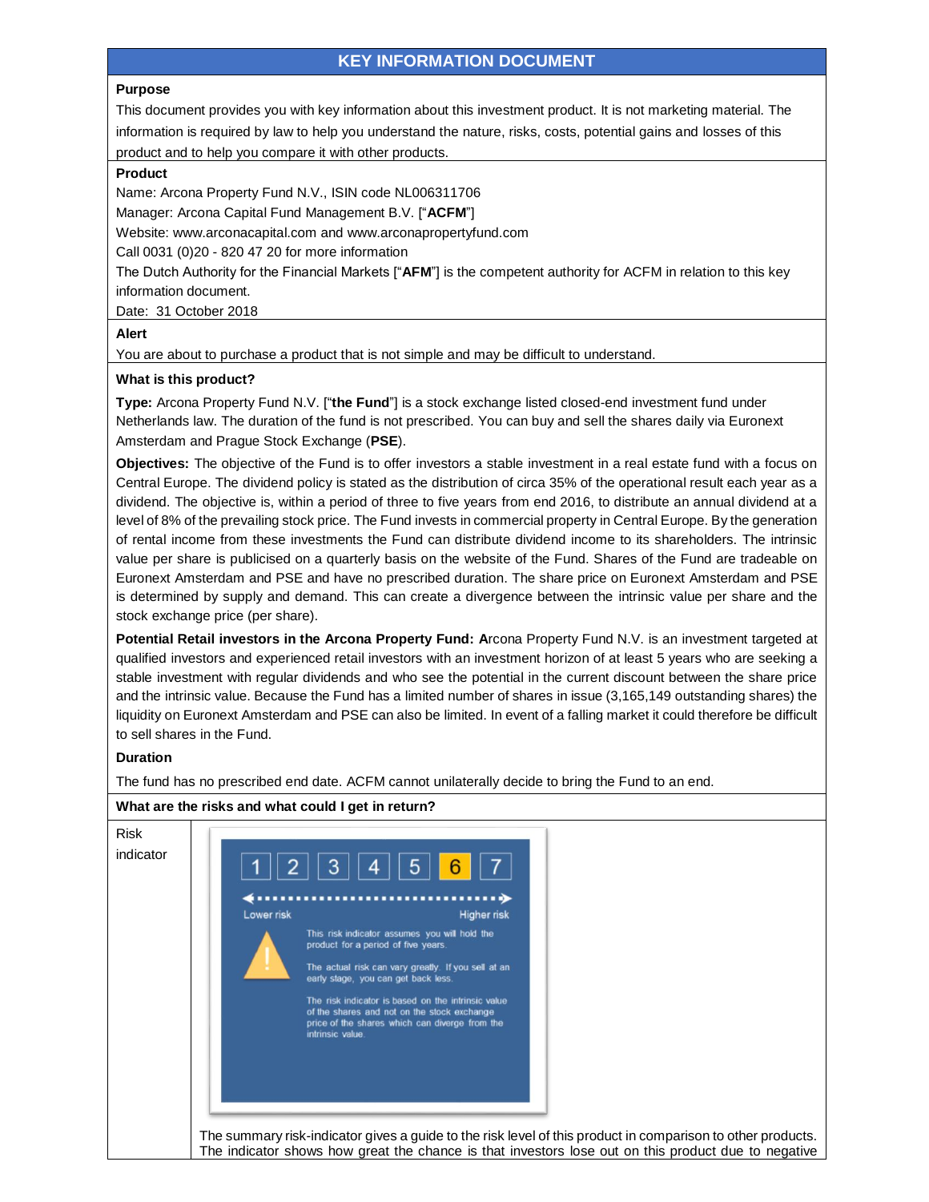# KEY INFORMATION DOCUMENT

**Purpose**

This document provides you with key information about this investment product. It is not marketing material. The information is required by law to help you understand the nature, risks, costs, potential gains and losses of this product and to help you compare it with other products.

**Product**

Name: Arcona Property Fund N.V., ISIN code NL006311706

Manager: Arcona Capital Fund Management B.V. ["**ACFM**"]

Website: www.arconacapital.com and www.arconapropertyfund.com

Call 0031 (0)20 - 820 47 20 for more information

The Dutch Authority for the Financial Markets ["**AFM**"] is the competent authority for ACFM in relation to this key information document.

Date: 31 October 2018

**Alert**

You are about to purchase a product that is not simple and may be difficult to understand.

**What is this product?**

**Type:** Arcona Property Fund N.V. ["**the Fund**"] is a stock exchange listed closed-end investment fund under Netherlands law. The duration of the fund is not prescribed. You can buy and sell the shares daily via Euronext Amsterdam and Prague Stock Exchange (**PSE**).

**Objectives:** The objective of the Fund is to offer investors a stable investment in a real estate fund with a focus on Central Europe. The dividend policy is stated as the distribution of circa 35% of the operational result each year as a dividend. The objective is, within a period of three to five years from end 2016, to distribute an annual dividend at a level of 8% of the prevailing stock price. The Fund invests in commercial property in Central Europe. By the generation of rental income from these investments the Fund can distribute dividend income to its shareholders. The intrinsic value per share is publicised on a quarterly basis on the website of the Fund. Shares of the Fund are tradeable on Euronext Amsterdam and PSE and have no prescribed duration. The share price on Euronext Amsterdam and PSE is determined by supply and demand. This can create a divergence between the intrinsic value per share and the stock exchange price (per share).

**Potential Retail investors in the Arcona Property Fund: A**rcona Property Fund N.V. is an investment targeted at qualified investors and experienced retail investors with an investment horizon of at least 5 years who are seeking a stable investment with regular dividends and who see the potential in the current discount between the share price and the intrinsic value. Because the Fund has a limited number of shares in issue (3,165,149 outstanding shares) the liquidity on Euronext Amsterdam and PSE can also be limited. In event of a falling market it could therefore be difficult to sell shares in the Fund.

**Duration**

The fund has no prescribed end date. ACFM cannot unilaterally decide to bring the Fund to an end.

**What are the risks and what could I get in return?**

Risk indicator

1 2 3 4 5 **6** 7

Lower risk — Higher risk

This risk indicator assumes you will hold the product for a period of five years.

The actual risk can vary greatly. If you sell at an early stage, you can get back less.

The risk indicator is based on the intrinsic value of the shares and not on the stock exchange price of the shares which can diverge from the intrinsic value.

The summary risk-indicator gives a guide to the risk level of this product in comparison to other products. The indicator shows how great the chance is that investors lose out on this product due to negative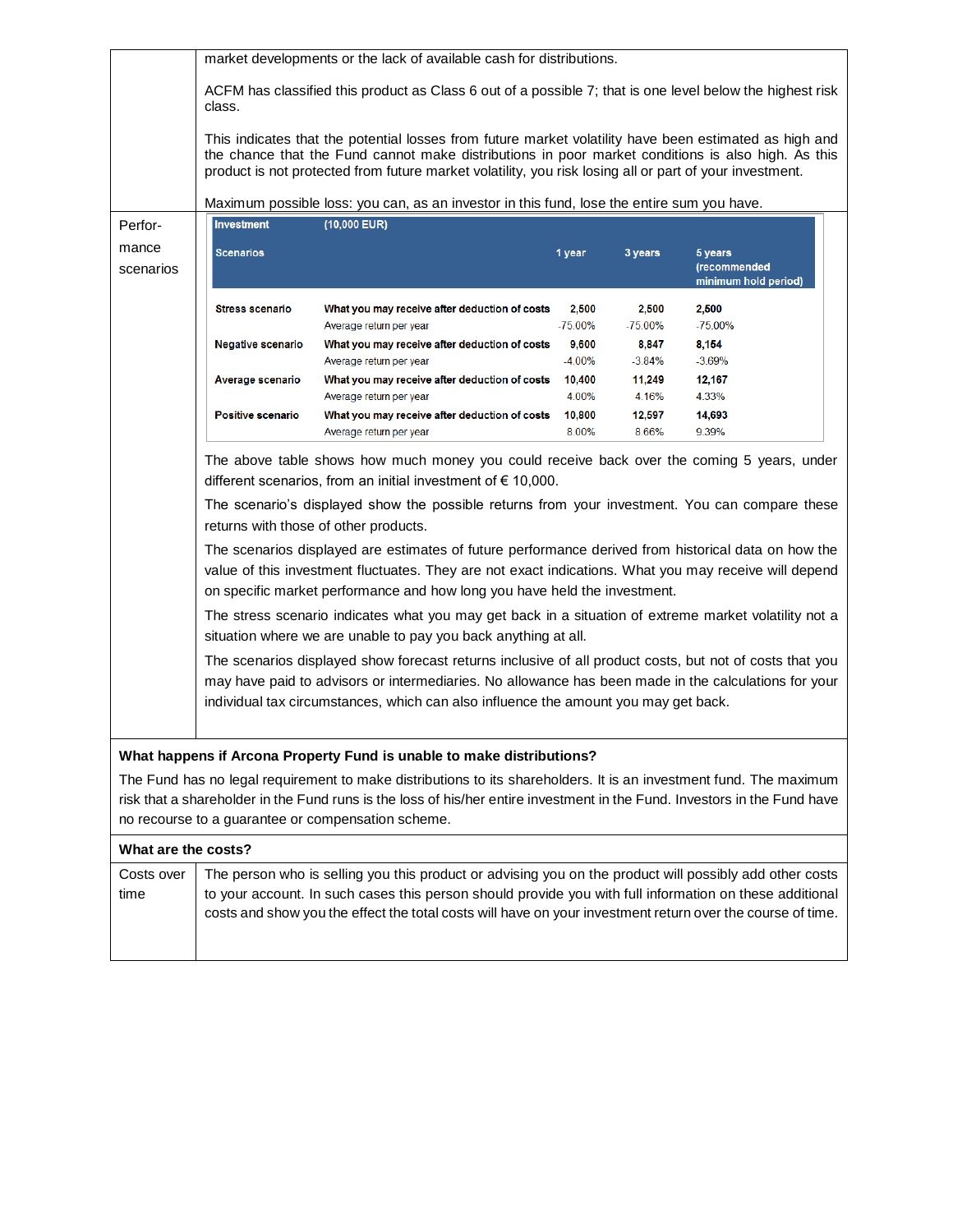market developments or the lack of available cash for distributions.

ACFM has classified this product as Class 6 out of a possible 7; that is one level below the highest risk class.

This indicates that the potential losses from future market volatility have been estimated as high and the chance that the Fund cannot make distributions in poor market conditions is also high. As this product is not protected from future market volatility, you risk losing all or part of your investment.

Maximum possible loss: you can, as an investor in this fund, lose the entire sum you have.

**Performance scenarios**

| Investment | (10,000 EUR) | | | |
|---|---|---|---|---|
| **Scenarios** | | **1 year** | **3 years** | **5 years (recommended minimum hold period)** |
| **Stress scenario** | **What you may receive after deduction of costs** | **2,500** | **2,500** | **2,500** |
| | Average return per year | -75.00% | -75.00% | -75.00% |
| **Negative scenario** | **What you may receive after deduction of costs** | **9,600** | **8,847** | **8,154** |
| | Average return per year | -4.00% | -3.84% | -3.69% |
| **Average scenario** | **What you may receive after deduction of costs** | **10,400** | **11,249** | **12,167** |
| | Average return per year | 4.00% | 4.16% | 4.33% |
| **Positive scenario** | **What you may receive after deduction of costs** | **10,800** | **12,597** | **14,693** |
| | Average return per year | 8.00% | 8.66% | 9.39% |

The above table shows how much money you could receive back over the coming 5 years, under different scenarios, from an initial investment of € 10,000.

The scenario's displayed show the possible returns from your investment. You can compare these returns with those of other products.

The scenarios displayed are estimates of future performance derived from historical data on how the value of this investment fluctuates. They are not exact indications. What you may receive will depend on specific market performance and how long you have held the investment.

The stress scenario indicates what you may get back in a situation of extreme market volatility not a situation where we are unable to pay you back anything at all.

The scenarios displayed show forecast returns inclusive of all product costs, but not of costs that you may have paid to advisors or intermediaries. No allowance has been made in the calculations for your individual tax circumstances, which can also influence the amount you may get back.

**What happens if Arcona Property Fund is unable to make distributions?**

The Fund has no legal requirement to make distributions to its shareholders. It is an investment fund. The maximum risk that a shareholder in the Fund runs is the loss of his/her entire investment in the Fund. Investors in the Fund have no recourse to a guarantee or compensation scheme.

**What are the costs?**

**Costs over time**

The person who is selling you this product or advising you on the product will possibly add other costs to your account. In such cases this person should provide you with full information on these additional costs and show you the effect the total costs will have on your investment return over the course of time.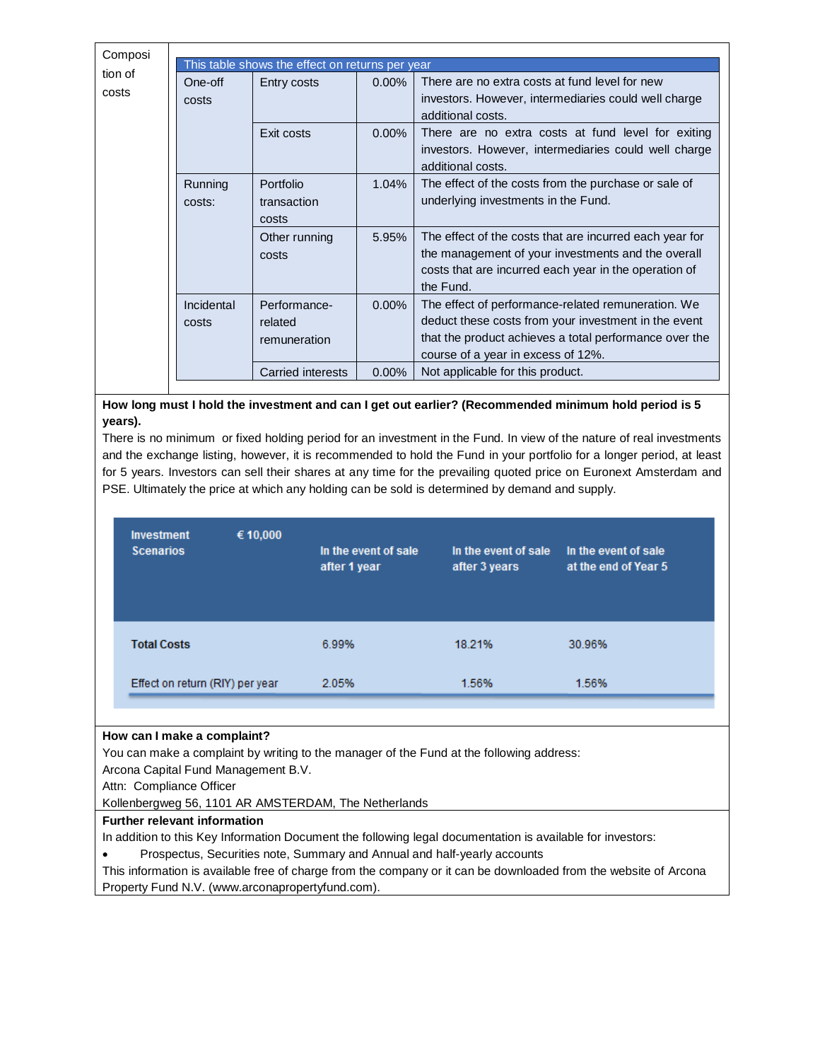**Composition of costs**

| This table shows the effect on returns per year | | | |
|---|---|---|---|
| One-off costs | Entry costs | 0.00% | There are no extra costs at fund level for new investors. However, intermediaries could well charge additional costs. |
| | Exit costs | 0.00% | There are no extra costs at fund level for exiting investors. However, intermediaries could well charge additional costs. |
| Running costs: | Portfolio transaction costs | 1.04% | The effect of the costs from the purchase or sale of underlying investments in the Fund. |
| | Other running costs | 5.95% | The effect of the costs that are incurred each year for the management of your investments and the overall costs that are incurred each year in the operation of the Fund. |
| Incidental costs | Performance-related remuneration | 0.00% | The effect of performance-related remuneration. We deduct these costs from your investment in the event that the product achieves a total performance over the course of a year in excess of 12%. |
| | Carried interests | 0.00% | Not applicable for this product. |

**How long must I hold the investment and can I get out earlier? (Recommended minimum hold period is 5 years).**

There is no minimum or fixed holding period for an investment in the Fund. In view of the nature of real investments and the exchange listing, however, it is recommended to hold the Fund in your portfolio for a longer period, at least for 5 years. Investors can sell their shares at any time for the prevailing quoted price on Euronext Amsterdam and PSE. Ultimately the price at which any holding can be sold is determined by demand and supply.

| Investment Scenarios € 10,000 | In the event of sale after 1 year | In the event of sale after 3 years | In the event of sale at the end of Year 5 |
|---|---|---|---|
| Total Costs | 6.99% | 18.21% | 30.96% |
| Effect on return (RIY) per year | 2.05% | 1.56% | 1.56% |

**How can I make a complaint?**

You can make a complaint by writing to the manager of the Fund at the following address:
Arcona Capital Fund Management B.V.
Attn: Compliance Officer
Kollenbergweg 56, 1101 AR AMSTERDAM, The Netherlands

**Further relevant information**

In addition to this Key Information Document the following legal documentation is available for investors:

- Prospectus, Securities note, Summary and Annual and half-yearly accounts

This information is available free of charge from the company or it can be downloaded from the website of Arcona Property Fund N.V. (www.arconapropertyfund.com).